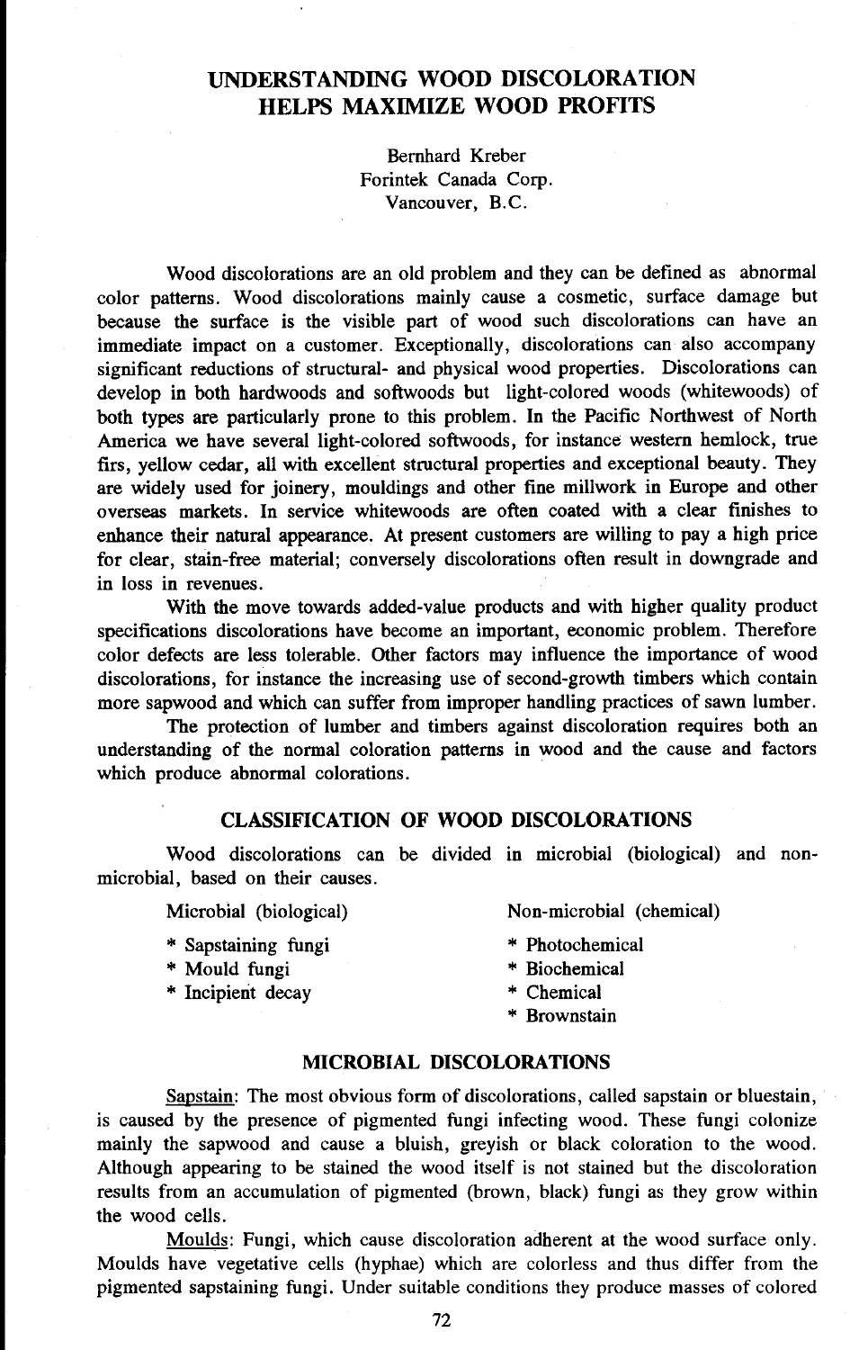# UNDERSTANDING WOOD DISCOLORATION HELPS MAXIMIZE WOOD PROFITS

Bernhard Kreber
Forintek Canada Corp.
Vancouver, B.C.

Wood discolorations are an old problem and they can be defined as abnormal color patterns. Wood discolorations mainly cause a cosmetic, surface damage but because the surface is the visible part of wood such discolorations can have an immediate impact on a customer. Exceptionally, discolorations can also accompany significant reductions of structural- and physical wood properties. Discolorations can develop in both hardwoods and softwoods but light-colored woods (whitewoods) of both types are particularly prone to this problem. In the Pacific Northwest of North America we have several light-colored softwoods, for instance western hemlock, true firs, yellow cedar, all with excellent structural properties and exceptional beauty. They are widely used for joinery, mouldings and other fine millwork in Europe and other overseas markets. In service whitewoods are often coated with a clear finishes to enhance their natural appearance. At present customers are willing to pay a high price for clear, stain-free material; conversely discolorations often result in downgrade and in loss in revenues.

With the move towards added-value products and with higher quality product specifications discolorations have become an important, economic problem. Therefore color defects are less tolerable. Other factors may influence the importance of wood discolorations, for instance the increasing use of second-growth timbers which contain more sapwood and which can suffer from improper handling practices of sawn lumber.

The protection of lumber and timbers against discoloration requires both an understanding of the normal coloration patterns in wood and the cause and factors which produce abnormal colorations.

## CLASSIFICATION OF WOOD DISCOLORATIONS

Wood discolorations can be divided in microbial (biological) and non-microbial, based on their causes.

Microbial (biological)

* Sapstaining fungi
* Mould fungi
* Incipient decay

Non-microbial (chemical)

* Photochemical
* Biochemical
* Chemical
* Brownstain

## MICROBIAL DISCOLORATIONS

Sapstain: The most obvious form of discolorations, called sapstain or bluestain, is caused by the presence of pigmented fungi infecting wood. These fungi colonize mainly the sapwood and cause a bluish, greyish or black coloration to the wood. Although appearing to be stained the wood itself is not stained but the discoloration results from an accumulation of pigmented (brown, black) fungi as they grow within the wood cells.

Moulds: Fungi, which cause discoloration adherent at the wood surface only. Moulds have vegetative cells (hyphae) which are colorless and thus differ from the pigmented sapstaining fungi. Under suitable conditions they produce masses of colored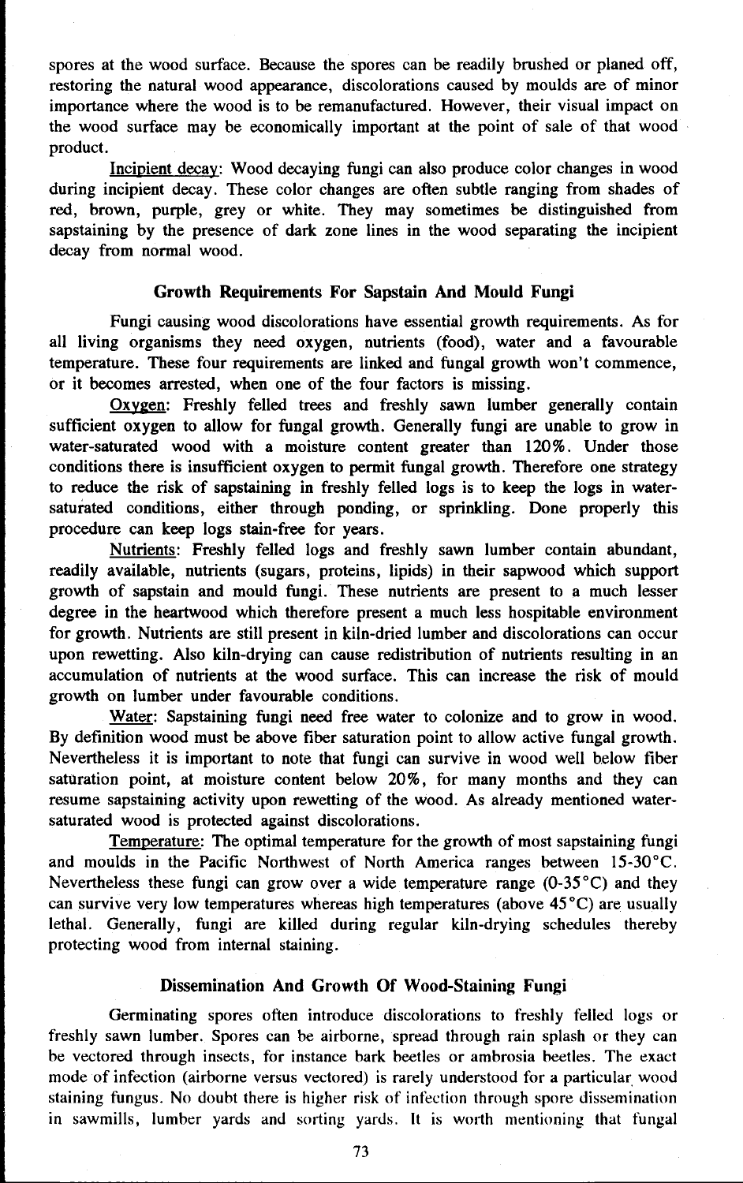spores at the wood surface. Because the spores can be readily brushed or planed off, restoring the natural wood appearance, discolorations caused by moulds are of minor importance where the wood is to be remanufactured. However, their visual impact on the wood surface may be economically important at the point of sale of that wood product.

Incipient decay: Wood decaying fungi can also produce color changes in wood during incipient decay. These color changes are often subtle ranging from shades of red, brown, purple, grey or white. They may sometimes be distinguished from sapstaining by the presence of dark zone lines in the wood separating the incipient decay from normal wood.

## Growth Requirements For Sapstain And Mould Fungi

Fungi causing wood discolorations have essential growth requirements. As for all living organisms they need oxygen, nutrients (food), water and a favourable temperature. These four requirements are linked and fungal growth won't commence, or it becomes arrested, when one of the four factors is missing.

Oxygen: Freshly felled trees and freshly sawn lumber generally contain sufficient oxygen to allow for fungal growth. Generally fungi are unable to grow in water-saturated wood with a moisture content greater than 120%. Under those conditions there is insufficient oxygen to permit fungal growth. Therefore one strategy to reduce the risk of sapstaining in freshly felled logs is to keep the logs in water-saturated conditions, either through ponding, or sprinkling. Done properly this procedure can keep logs stain-free for years.

Nutrients: Freshly felled logs and freshly sawn lumber contain abundant, readily available, nutrients (sugars, proteins, lipids) in their sapwood which support growth of sapstain and mould fungi. These nutrients are present to a much lesser degree in the heartwood which therefore present a much less hospitable environment for growth. Nutrients are still present in kiln-dried lumber and discolorations can occur upon rewetting. Also kiln-drying can cause redistribution of nutrients resulting in an accumulation of nutrients at the wood surface. This can increase the risk of mould growth on lumber under favourable conditions.

Water: Sapstaining fungi need free water to colonize and to grow in wood. By definition wood must be above fiber saturation point to allow active fungal growth. Nevertheless it is important to note that fungi can survive in wood well below fiber saturation point, at moisture content below 20%, for many months and they can resume sapstaining activity upon rewetting of the wood. As already mentioned water-saturated wood is protected against discolorations.

Temperature: The optimal temperature for the growth of most sapstaining fungi and moulds in the Pacific Northwest of North America ranges between 15-30°C. Nevertheless these fungi can grow over a wide temperature range (0-35°C) and they can survive very low temperatures whereas high temperatures (above 45°C) are usually lethal. Generally, fungi are killed during regular kiln-drying schedules thereby protecting wood from internal staining.

## Dissemination And Growth Of Wood-Staining Fungi

Germinating spores often introduce discolorations to freshly felled logs or freshly sawn lumber. Spores can be airborne, spread through rain splash or they can be vectored through insects, for instance bark beetles or ambrosia beetles. The exact mode of infection (airborne versus vectored) is rarely understood for a particular wood staining fungus. No doubt there is higher risk of infection through spore dissemination in sawmills, lumber yards and sorting yards. It is worth mentioning that fungal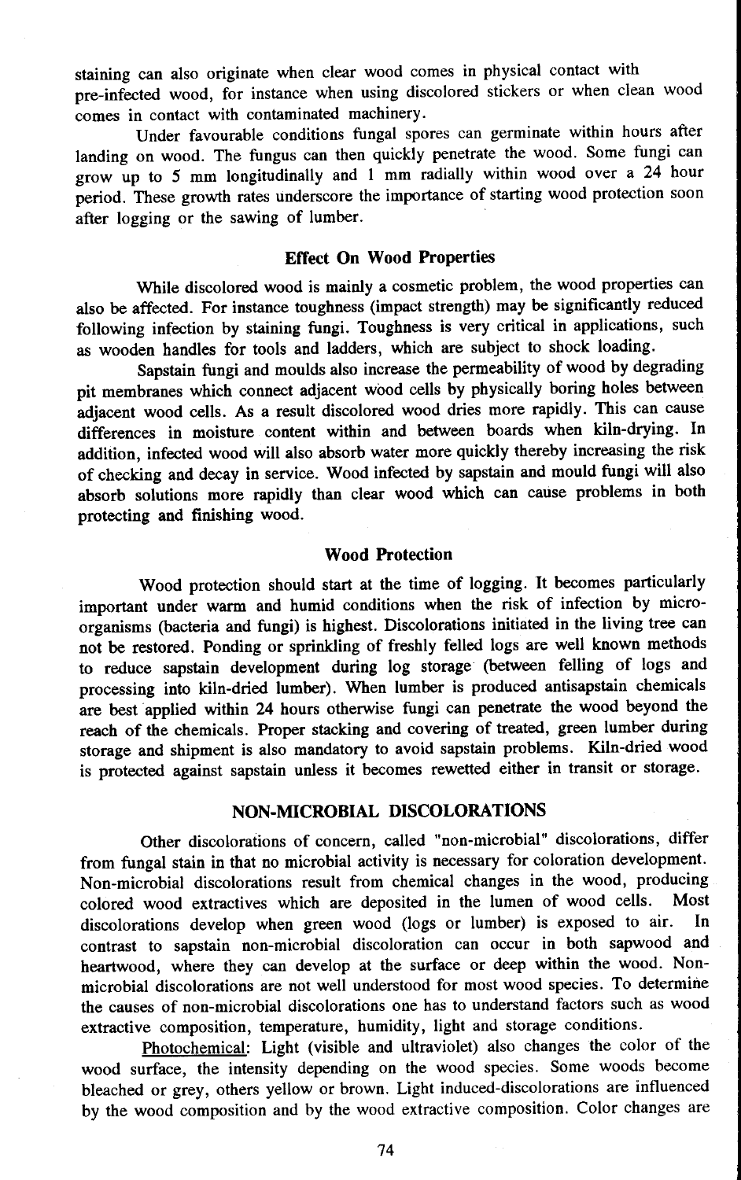staining can also originate when clear wood comes in physical contact with pre-infected wood, for instance when using discolored stickers or when clean wood comes in contact with contaminated machinery.

Under favourable conditions fungal spores can germinate within hours after landing on wood. The fungus can then quickly penetrate the wood. Some fungi can grow up to 5 mm longitudinally and 1 mm radially within wood over a 24 hour period. These growth rates underscore the importance of starting wood protection soon after logging or the sawing of lumber.

### Effect On Wood Properties

While discolored wood is mainly a cosmetic problem, the wood properties can also be affected. For instance toughness (impact strength) may be significantly reduced following infection by staining fungi. Toughness is very critical in applications, such as wooden handles for tools and ladders, which are subject to shock loading.

Sapstain fungi and moulds also increase the permeability of wood by degrading pit membranes which connect adjacent wood cells by physically boring holes between adjacent wood cells. As a result discolored wood dries more rapidly. This can cause differences in moisture content within and between boards when kiln-drying. In addition, infected wood will also absorb water more quickly thereby increasing the risk of checking and decay in service. Wood infected by sapstain and mould fungi will also absorb solutions more rapidly than clear wood which can cause problems in both protecting and finishing wood.

### Wood Protection

Wood protection should start at the time of logging. It becomes particularly important under warm and humid conditions when the risk of infection by micro-organisms (bacteria and fungi) is highest. Discolorations initiated in the living tree can not be restored. Ponding or sprinkling of freshly felled logs are well known methods to reduce sapstain development during log storage (between felling of logs and processing into kiln-dried lumber). When lumber is produced antisapstain chemicals are best applied within 24 hours otherwise fungi can penetrate the wood beyond the reach of the chemicals. Proper stacking and covering of treated, green lumber during storage and shipment is also mandatory to avoid sapstain problems. Kiln-dried wood is protected against sapstain unless it becomes rewetted either in transit or storage.

## NON-MICROBIAL DISCOLORATIONS

Other discolorations of concern, called "non-microbial" discolorations, differ from fungal stain in that no microbial activity is necessary for coloration development. Non-microbial discolorations result from chemical changes in the wood, producing colored wood extractives which are deposited in the lumen of wood cells. Most discolorations develop when green wood (logs or lumber) is exposed to air. In contrast to sapstain non-microbial discoloration can occur in both sapwood and heartwood, where they can develop at the surface or deep within the wood. Non-microbial discolorations are not well understood for most wood species. To determine the causes of non-microbial discolorations one has to understand factors such as wood extractive composition, temperature, humidity, light and storage conditions.

<u>Photochemical</u>: Light (visible and ultraviolet) also changes the color of the wood surface, the intensity depending on the wood species. Some woods become bleached or grey, others yellow or brown. Light induced-discolorations are influenced by the wood composition and by the wood extractive composition. Color changes are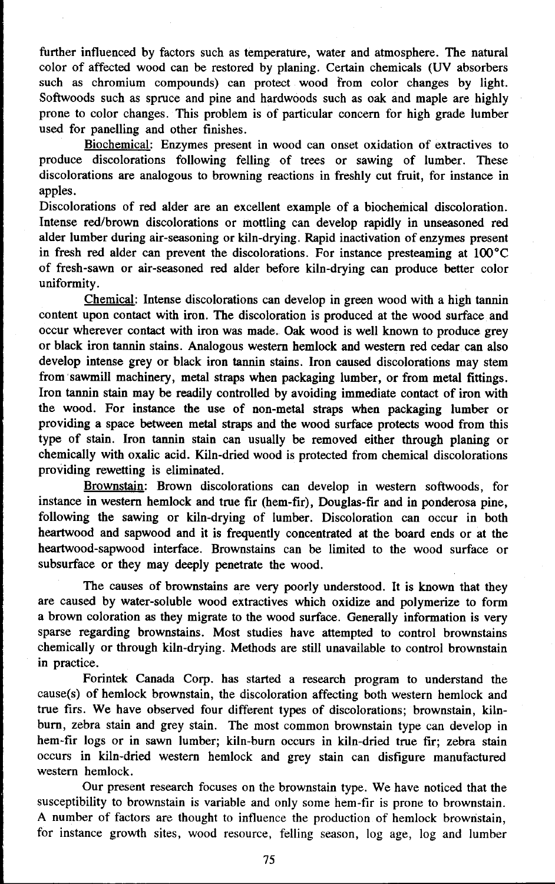further influenced by factors such as temperature, water and atmosphere. The natural color of affected wood can be restored by planing. Certain chemicals (UV absorbers such as chromium compounds) can protect wood from color changes by light. Softwoods such as spruce and pine and hardwoods such as oak and maple are highly prone to color changes. This problem is of particular concern for high grade lumber used for panelling and other finishes.

Biochemical: Enzymes present in wood can onset oxidation of extractives to produce discolorations following felling of trees or sawing of lumber. These discolorations are analogous to browning reactions in freshly cut fruit, for instance in apples.

Discolorations of red alder are an excellent example of a biochemical discoloration. Intense red/brown discolorations or mottling can develop rapidly in unseasoned red alder lumber during air-seasoning or kiln-drying. Rapid inactivation of enzymes present in fresh red alder can prevent the discolorations. For instance presteaming at 100°C of fresh-sawn or air-seasoned red alder before kiln-drying can produce better color uniformity.

Chemical: Intense discolorations can develop in green wood with a high tannin content upon contact with iron. The discoloration is produced at the wood surface and occur wherever contact with iron was made. Oak wood is well known to produce grey or black iron tannin stains. Analogous western hemlock and western red cedar can also develop intense grey or black iron tannin stains. Iron caused discolorations may stem from sawmill machinery, metal straps when packaging lumber, or from metal fittings. Iron tannin stain may be readily controlled by avoiding immediate contact of iron with the wood. For instance the use of non-metal straps when packaging lumber or providing a space between metal straps and the wood surface protects wood from this type of stain. Iron tannin stain can usually be removed either through planing or chemically with oxalic acid. Kiln-dried wood is protected from chemical discolorations providing rewetting is eliminated.

Brownstain: Brown discolorations can develop in western softwoods, for instance in western hemlock and true fir (hem-fir), Douglas-fir and in ponderosa pine, following the sawing or kiln-drying of lumber. Discoloration can occur in both heartwood and sapwood and it is frequently concentrated at the board ends or at the heartwood-sapwood interface. Brownstains can be limited to the wood surface or subsurface or they may deeply penetrate the wood.

The causes of brownstains are very poorly understood. It is known that they are caused by water-soluble wood extractives which oxidize and polymerize to form a brown coloration as they migrate to the wood surface. Generally information is very sparse regarding brownstains. Most studies have attempted to control brownstains chemically or through kiln-drying. Methods are still unavailable to control brownstain in practice.

Forintek Canada Corp. has started a research program to understand the cause(s) of hemlock brownstain, the discoloration affecting both western hemlock and true firs. We have observed four different types of discolorations; brownstain, kiln-burn, zebra stain and grey stain. The most common brownstain type can develop in hem-fir logs or in sawn lumber; kiln-burn occurs in kiln-dried true fir; zebra stain occurs in kiln-dried western hemlock and grey stain can disfigure manufactured western hemlock.

Our present research focuses on the brownstain type. We have noticed that the susceptibility to brownstain is variable and only some hem-fir is prone to brownstain. A number of factors are thought to influence the production of hemlock brownstain, for instance growth sites, wood resource, felling season, log age, log and lumber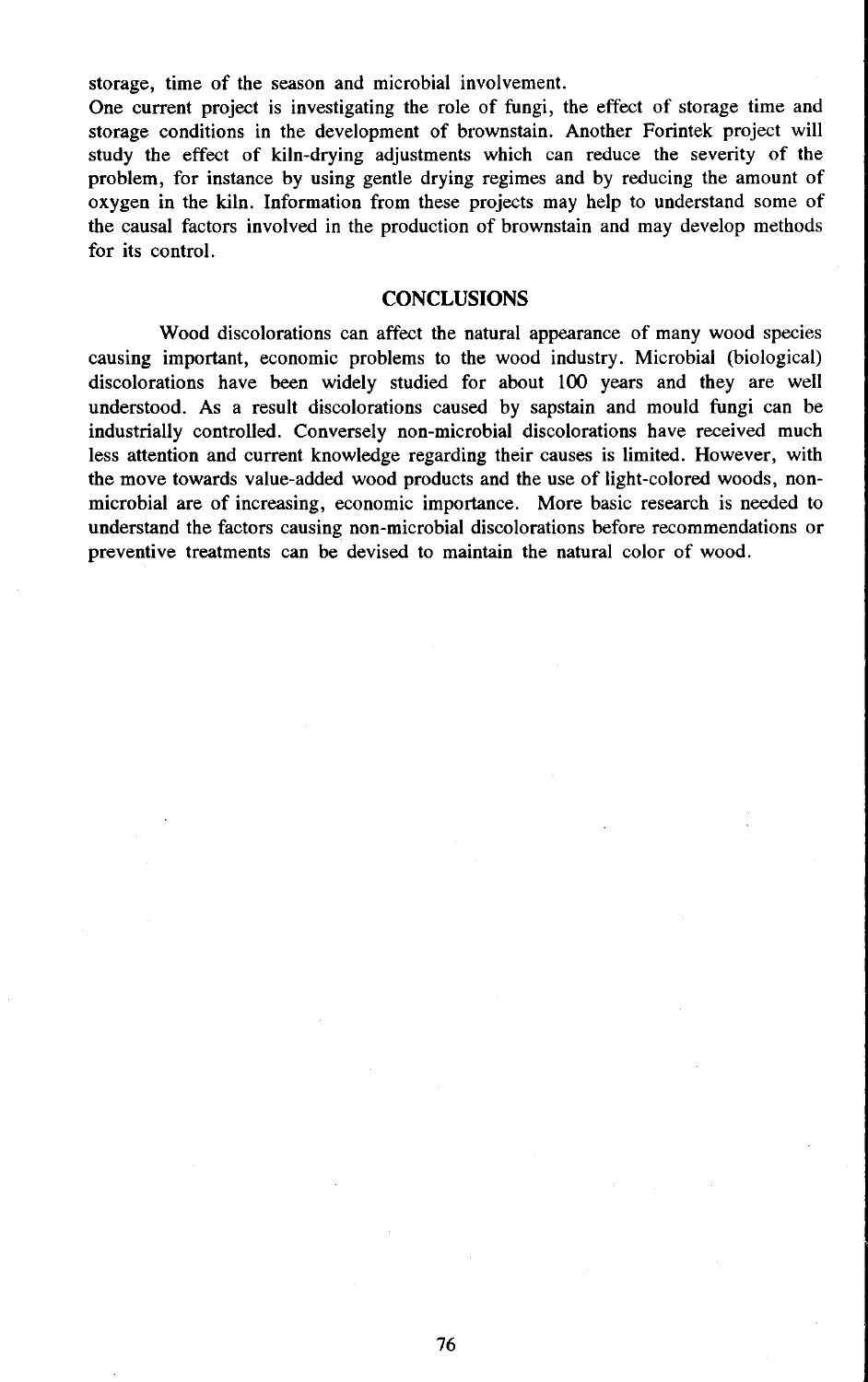storage, time of the season and microbial involvement.

One current project is investigating the role of fungi, the effect of storage time and storage conditions in the development of brownstain. Another Forintek project will study the effect of kiln-drying adjustments which can reduce the severity of the problem, for instance by using gentle drying regimes and by reducing the amount of oxygen in the kiln. Information from these projects may help to understand some of the causal factors involved in the production of brownstain and may develop methods for its control.

## CONCLUSIONS

Wood discolorations can affect the natural appearance of many wood species causing important, economic problems to the wood industry. Microbial (biological) discolorations have been widely studied for about 100 years and they are well understood. As a result discolorations caused by sapstain and mould fungi can be industrially controlled. Conversely non-microbial discolorations have received much less attention and current knowledge regarding their causes is limited. However, with the move towards value-added wood products and the use of light-colored woods, non-microbial are of increasing, economic importance. More basic research is needed to understand the factors causing non-microbial discolorations before recommendations or preventive treatments can be devised to maintain the natural color of wood.